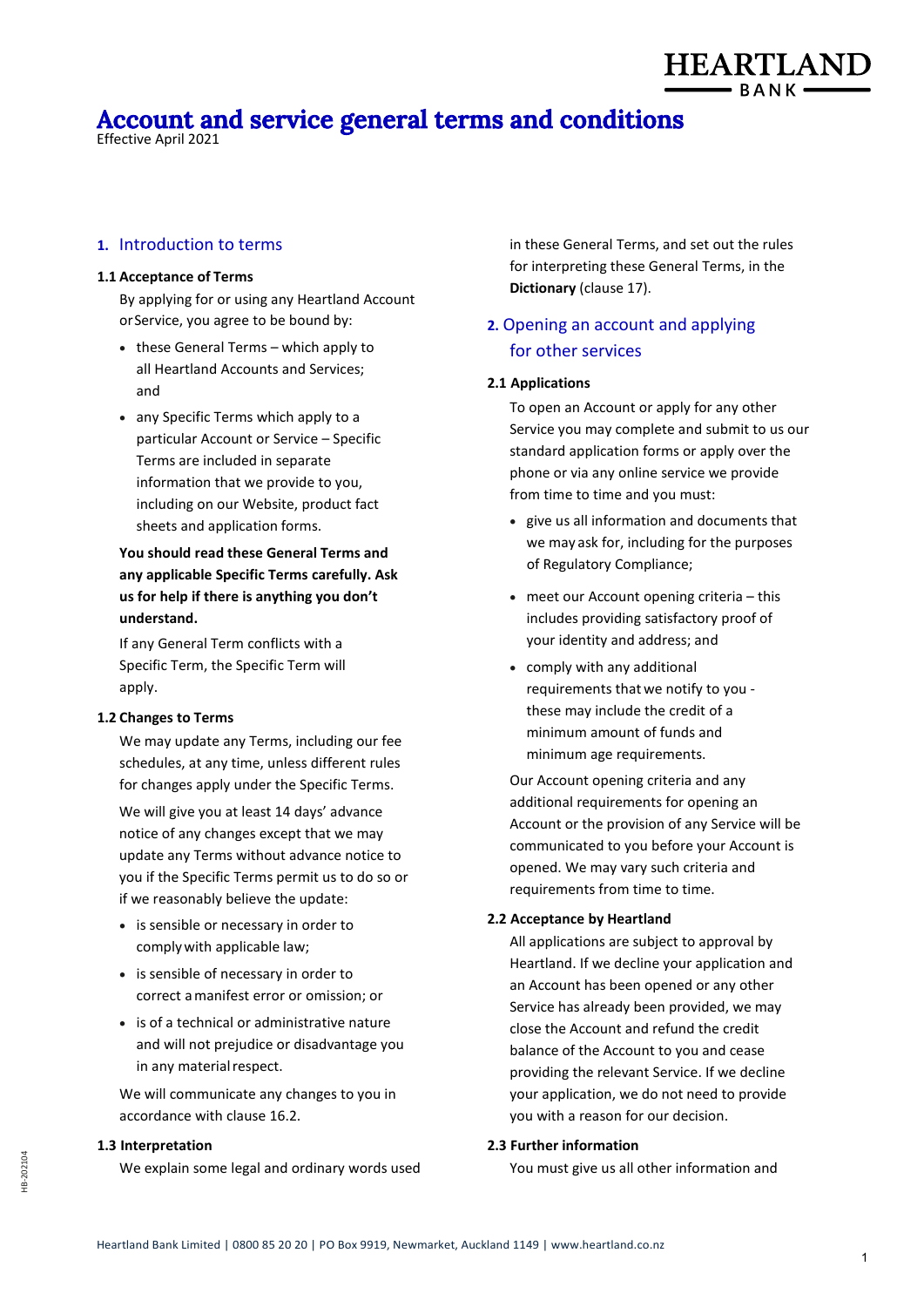HEARTLAND BANK

# Account and service general terms and conditions

Effective April 2021

## 1. Introduction to terms

### 1.1 Acceptance of Terms

By applying for or using any Heartland Account or Service, you agree to be bound by:

- these General Terms – which apply to all Heartland Accounts and Services; and
- any Specific Terms which apply to a particular Account or Service – Specific Terms are included in separate information that we provide to you, including on our Website, product fact sheets and application forms.

**You should read these General Terms and any applicable Specific Terms carefully. Ask us for help if there is anything you don't understand.**

If any General Term conflicts with a Specific Term, the Specific Term will apply.

### 1.2 Changes to Terms

We may update any Terms, including our fee schedules, at any time, unless different rules for changes apply under the Specific Terms.

We will give you at least 14 days' advance notice of any changes except that we may update any Terms without advance notice to you if the Specific Terms permit us to do so or if we reasonably believe the update:

- is sensible or necessary in order to comply with applicable law;
- is sensible of necessary in order to correct a manifest error or omission; or
- is of a technical or administrative nature and will not prejudice or disadvantage you in any material respect.

We will communicate any changes to you in accordance with clause 16.2.

### 1.3 Interpretation

We explain some legal and ordinary words used in these General Terms, and set out the rules for interpreting these General Terms, in the **Dictionary** (clause 17).

## 2. Opening an account and applying for other services

### 2.1 Applications

To open an Account or apply for any other Service you may complete and submit to us our standard application forms or apply over the phone or via any online service we provide from time to time and you must:

- give us all information and documents that we may ask for, including for the purposes of Regulatory Compliance;
- meet our Account opening criteria – this includes providing satisfactory proof of your identity and address; and
- comply with any additional requirements that we notify to you - these may include the credit of a minimum amount of funds and minimum age requirements.

Our Account opening criteria and any additional requirements for opening an Account or the provision of any Service will be communicated to you before your Account is opened. We may vary such criteria and requirements from time to time.

### 2.2 Acceptance by Heartland

All applications are subject to approval by Heartland. If we decline your application and an Account has been opened or any other Service has already been provided, we may close the Account and refund the credit balance of the Account to you and cease providing the relevant Service. If we decline your application, we do not need to provide you with a reason for our decision.

### 2.3 Further information

You must give us all other information and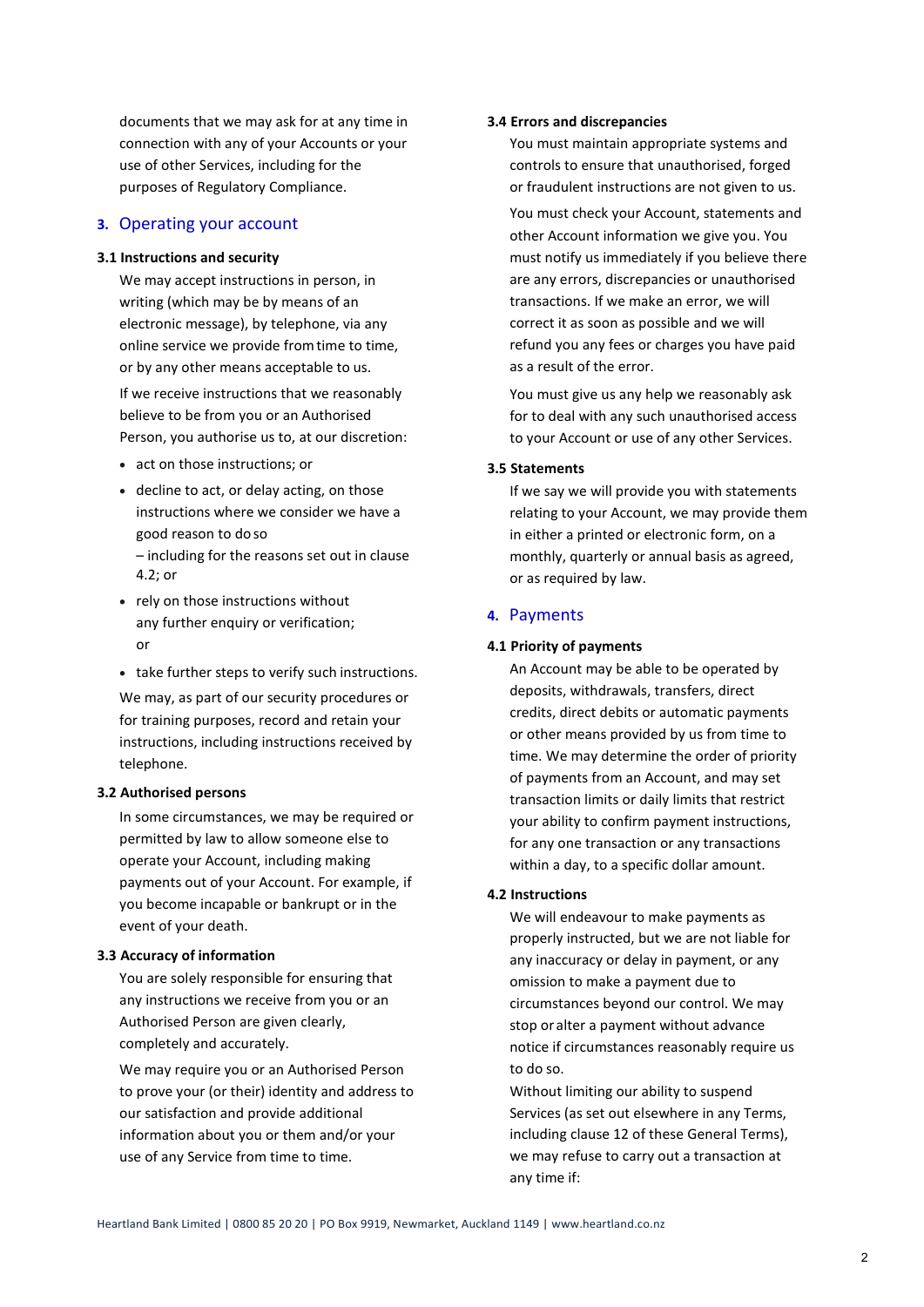documents that we may ask for at any time in connection with any of your Accounts or your use of other Services, including for the purposes of Regulatory Compliance.

## 3. Operating your account

### 3.1 Instructions and security

We may accept instructions in person, in writing (which may be by means of an electronic message), by telephone, via any online service we provide from time to time, or by any other means acceptable to us.

If we receive instructions that we reasonably believe to be from you or an Authorised Person, you authorise us to, at our discretion:

- act on those instructions; or
- decline to act, or delay acting, on those instructions where we consider we have a good reason to do so – including for the reasons set out in clause 4.2; or
- rely on those instructions without any further enquiry or verification; or
- take further steps to verify such instructions.

We may, as part of our security procedures or for training purposes, record and retain your instructions, including instructions received by telephone.

### 3.2 Authorised persons

In some circumstances, we may be required or permitted by law to allow someone else to operate your Account, including making payments out of your Account. For example, if you become incapable or bankrupt or in the event of your death.

### 3.3 Accuracy of information

You are solely responsible for ensuring that any instructions we receive from you or an Authorised Person are given clearly, completely and accurately.

We may require you or an Authorised Person to prove your (or their) identity and address to our satisfaction and provide additional information about you or them and/or your use of any Service from time to time.

### 3.4 Errors and discrepancies

You must maintain appropriate systems and controls to ensure that unauthorised, forged or fraudulent instructions are not given to us.

You must check your Account, statements and other Account information we give you. You must notify us immediately if you believe there are any errors, discrepancies or unauthorised transactions. If we make an error, we will correct it as soon as possible and we will refund you any fees or charges you have paid as a result of the error.

You must give us any help we reasonably ask for to deal with any such unauthorised access to your Account or use of any other Services.

### 3.5 Statements

If we say we will provide you with statements relating to your Account, we may provide them in either a printed or electronic form, on a monthly, quarterly or annual basis as agreed, or as required by law.

## 4. Payments

### 4.1 Priority of payments

An Account may be able to be operated by deposits, withdrawals, transfers, direct credits, direct debits or automatic payments or other means provided by us from time to time. We may determine the order of priority of payments from an Account, and may set transaction limits or daily limits that restrict your ability to confirm payment instructions, for any one transaction or any transactions within a day, to a specific dollar amount.

### 4.2 Instructions

We will endeavour to make payments as properly instructed, but we are not liable for any inaccuracy or delay in payment, or any omission to make a payment due to circumstances beyond our control. We may stop or alter a payment without advance notice if circumstances reasonably require us to do so.

Without limiting our ability to suspend Services (as set out elsewhere in any Terms, including clause 12 of these General Terms), we may refuse to carry out a transaction at any time if: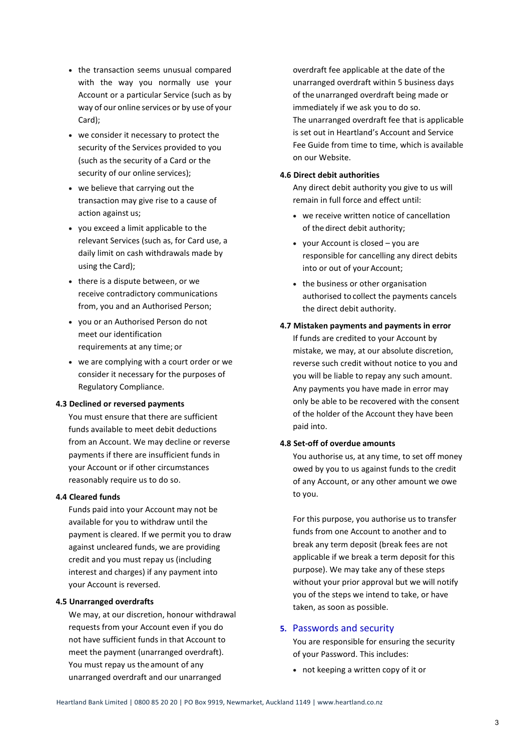- the transaction seems unusual compared with the way you normally use your Account or a particular Service (such as by way of our online services or by use of your Card);
- we consider it necessary to protect the security of the Services provided to you (such as the security of a Card or the security of our online services);
- we believe that carrying out the transaction may give rise to a cause of action against us;
- you exceed a limit applicable to the relevant Services (such as, for Card use, a daily limit on cash withdrawals made by using the Card);
- there is a dispute between, or we receive contradictory communications from, you and an Authorised Person;
- you or an Authorised Person do not meet our identification requirements at any time; or
- we are complying with a court order or we consider it necessary for the purposes of Regulatory Compliance.

**4.3 Declined or reversed payments**

You must ensure that there are sufficient funds available to meet debit deductions from an Account. We may decline or reverse payments if there are insufficient funds in your Account or if other circumstances reasonably require us to do so.

**4.4 Cleared funds**

Funds paid into your Account may not be available for you to withdraw until the payment is cleared. If we permit you to draw against uncleared funds, we are providing credit and you must repay us (including interest and charges) if any payment into your Account is reversed.

**4.5 Unarranged overdrafts**

We may, at our discretion, honour withdrawal requests from your Account even if you do not have sufficient funds in that Account to meet the payment (unarranged overdraft). You must repay us the amount of any unarranged overdraft and our unarranged overdraft fee applicable at the date of the unarranged overdraft within 5 business days of the unarranged overdraft being made or immediately if we ask you to do so.
The unarranged overdraft fee that is applicable is set out in Heartland's Account and Service Fee Guide from time to time, which is available on our Website.

**4.6 Direct debit authorities**

Any direct debit authority you give to us will remain in full force and effect until:

- we receive written notice of cancellation of the direct debit authority;
- your Account is closed – you are responsible for cancelling any direct debits into or out of your Account;
- the business or other organisation authorised to collect the payments cancels the direct debit authority.

**4.7 Mistaken payments and payments in error**

If funds are credited to your Account by mistake, we may, at our absolute discretion, reverse such credit without notice to you and you will be liable to repay any such amount. Any payments you have made in error may only be able to be recovered with the consent of the holder of the Account they have been paid into.

**4.8 Set-off of overdue amounts**

You authorise us, at any time, to set off money owed by you to us against funds to the credit of any Account, or any other amount we owe to you.

For this purpose, you authorise us to transfer funds from one Account to another and to break any term deposit (break fees are not applicable if we break a term deposit for this purpose). We may take any of these steps without your prior approval but we will notify you of the steps we intend to take, or have taken, as soon as possible.

## 5. Passwords and security

You are responsible for ensuring the security of your Password. This includes:

- not keeping a written copy of it or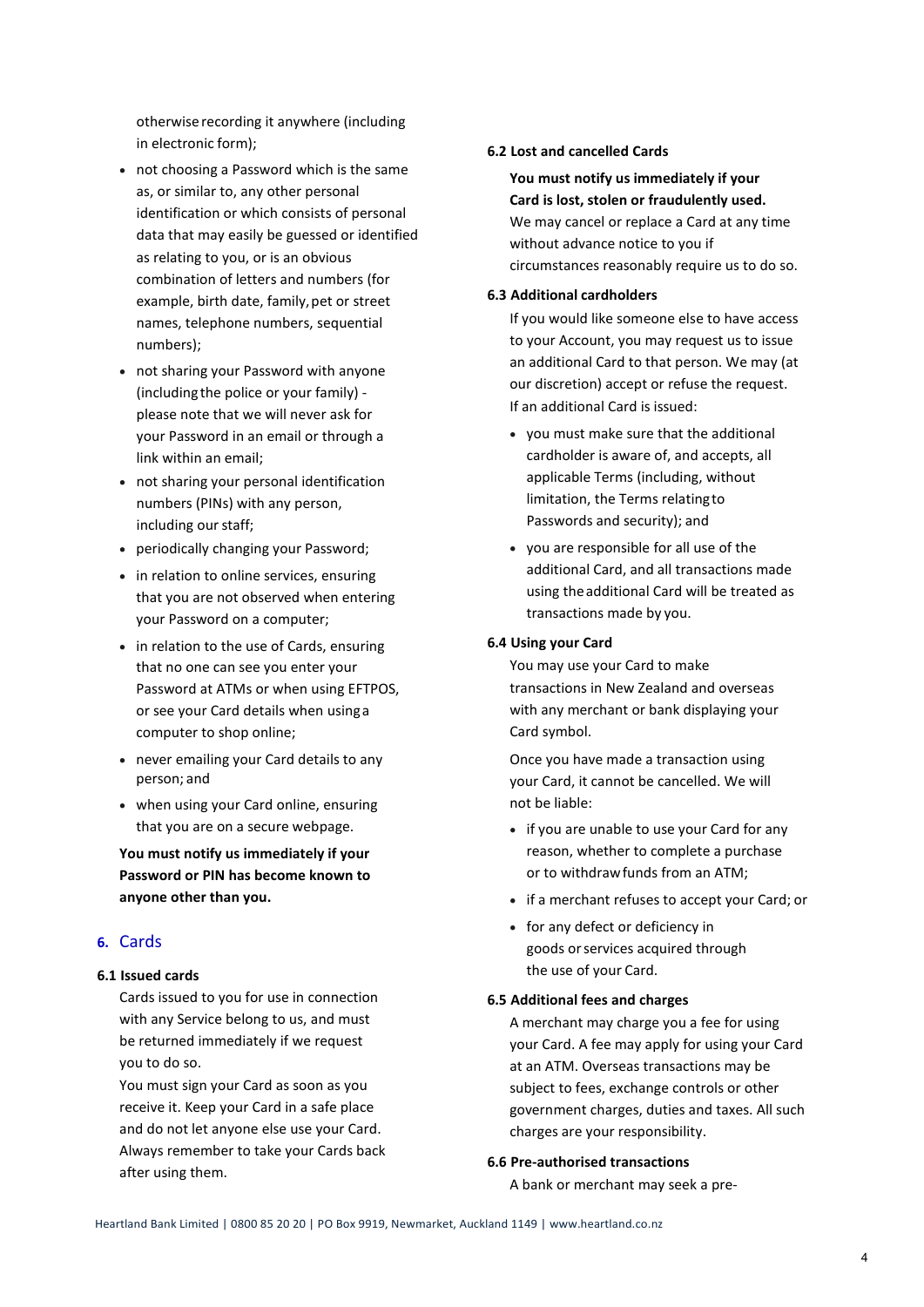otherwise recording it anywhere (including in electronic form);

- not choosing a Password which is the same as, or similar to, any other personal identification or which consists of personal data that may easily be guessed or identified as relating to you, or is an obvious combination of letters and numbers (for example, birth date, family, pet or street names, telephone numbers, sequential numbers);
- not sharing your Password with anyone (including the police or your family) - please note that we will never ask for your Password in an email or through a link within an email;
- not sharing your personal identification numbers (PINs) with any person, including our staff;
- periodically changing your Password;
- in relation to online services, ensuring that you are not observed when entering your Password on a computer;
- in relation to the use of Cards, ensuring that no one can see you enter your Password at ATMs or when using EFTPOS, or see your Card details when using a computer to shop online;
- never emailing your Card details to any person; and
- when using your Card online, ensuring that you are on a secure webpage.

**You must notify us immediately if your Password or PIN has become known to anyone other than you.**

## 6. Cards

### 6.1 Issued cards

Cards issued to you for use in connection with any Service belong to us, and must be returned immediately if we request you to do so.

You must sign your Card as soon as you receive it. Keep your Card in a safe place and do not let anyone else use your Card. Always remember to take your Cards back after using them.

### 6.2 Lost and cancelled Cards

**You must notify us immediately if your Card is lost, stolen or fraudulently used.**

We may cancel or replace a Card at any time without advance notice to you if circumstances reasonably require us to do so.

### 6.3 Additional cardholders

If you would like someone else to have access to your Account, you may request us to issue an additional Card to that person. We may (at our discretion) accept or refuse the request. If an additional Card is issued:

- you must make sure that the additional cardholder is aware of, and accepts, all applicable Terms (including, without limitation, the Terms relating to Passwords and security); and
- you are responsible for all use of the additional Card, and all transactions made using the additional Card will be treated as transactions made by you.

### 6.4 Using your Card

You may use your Card to make transactions in New Zealand and overseas with any merchant or bank displaying your Card symbol.

Once you have made a transaction using your Card, it cannot be cancelled. We will not be liable:

- if you are unable to use your Card for any reason, whether to complete a purchase or to withdraw funds from an ATM;
- if a merchant refuses to accept your Card; or
- for any defect or deficiency in goods or services acquired through the use of your Card.

### 6.5 Additional fees and charges

A merchant may charge you a fee for using your Card. A fee may apply for using your Card at an ATM. Overseas transactions may be subject to fees, exchange controls or other government charges, duties and taxes. All such charges are your responsibility.

### 6.6 Pre-authorised transactions

A bank or merchant may seek a pre-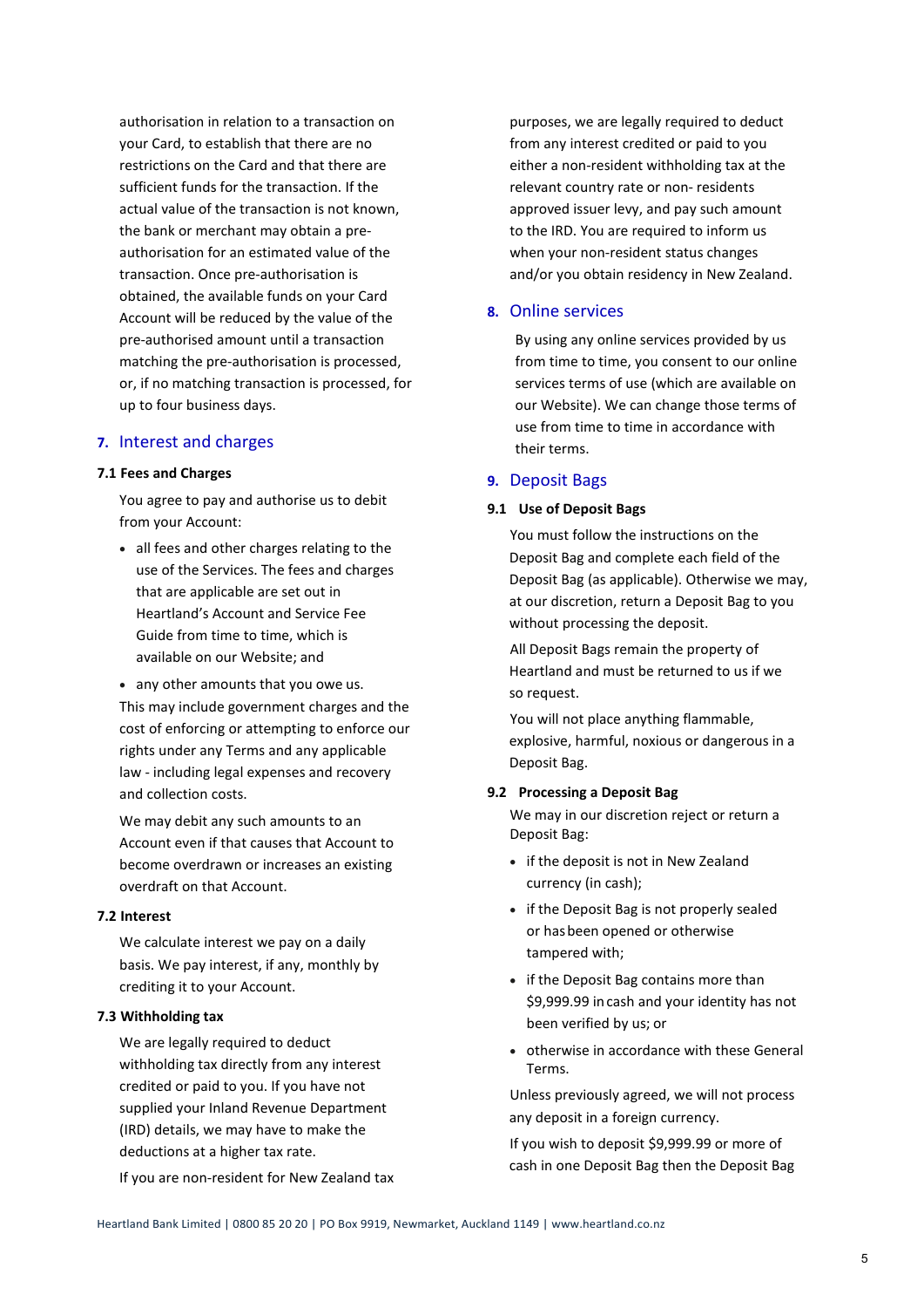authorisation in relation to a transaction on your Card, to establish that there are no restrictions on the Card and that there are sufficient funds for the transaction. If the actual value of the transaction is not known, the bank or merchant may obtain a pre-authorisation for an estimated value of the transaction. Once pre-authorisation is obtained, the available funds on your Card Account will be reduced by the value of the pre-authorised amount until a transaction matching the pre-authorisation is processed, or, if no matching transaction is processed, for up to four business days.

## 7. Interest and charges

### 7.1 Fees and Charges

You agree to pay and authorise us to debit from your Account:

- all fees and other charges relating to the use of the Services. The fees and charges that are applicable are set out in Heartland's Account and Service Fee Guide from time to time, which is available on our Website; and
- any other amounts that you owe us.

This may include government charges and the cost of enforcing or attempting to enforce our rights under any Terms and any applicable law - including legal expenses and recovery and collection costs.

We may debit any such amounts to an Account even if that causes that Account to become overdrawn or increases an existing overdraft on that Account.

### 7.2 Interest

We calculate interest we pay on a daily basis. We pay interest, if any, monthly by crediting it to your Account.

### 7.3 Withholding tax

We are legally required to deduct withholding tax directly from any interest credited or paid to you. If you have not supplied your Inland Revenue Department (IRD) details, we may have to make the deductions at a higher tax rate.

If you are non-resident for New Zealand tax purposes, we are legally required to deduct from any interest credited or paid to you either a non-resident withholding tax at the relevant country rate or non- residents approved issuer levy, and pay such amount to the IRD. You are required to inform us when your non-resident status changes and/or you obtain residency in New Zealand.

## 8. Online services

By using any online services provided by us from time to time, you consent to our online services terms of use (which are available on our Website). We can change those terms of use from time to time in accordance with their terms.

## 9. Deposit Bags

### 9.1 Use of Deposit Bags

You must follow the instructions on the Deposit Bag and complete each field of the Deposit Bag (as applicable). Otherwise we may, at our discretion, return a Deposit Bag to you without processing the deposit.

All Deposit Bags remain the property of Heartland and must be returned to us if we so request.

You will not place anything flammable, explosive, harmful, noxious or dangerous in a Deposit Bag.

### 9.2 Processing a Deposit Bag

We may in our discretion reject or return a Deposit Bag:

- if the deposit is not in New Zealand currency (in cash);
- if the Deposit Bag is not properly sealed or has been opened or otherwise tampered with;
- if the Deposit Bag contains more than $9,999.99 in cash and your identity has not been verified by us; or
- otherwise in accordance with these General Terms.

Unless previously agreed, we will not process any deposit in a foreign currency.

If you wish to deposit $9,999.99 or more of cash in one Deposit Bag then the Deposit Bag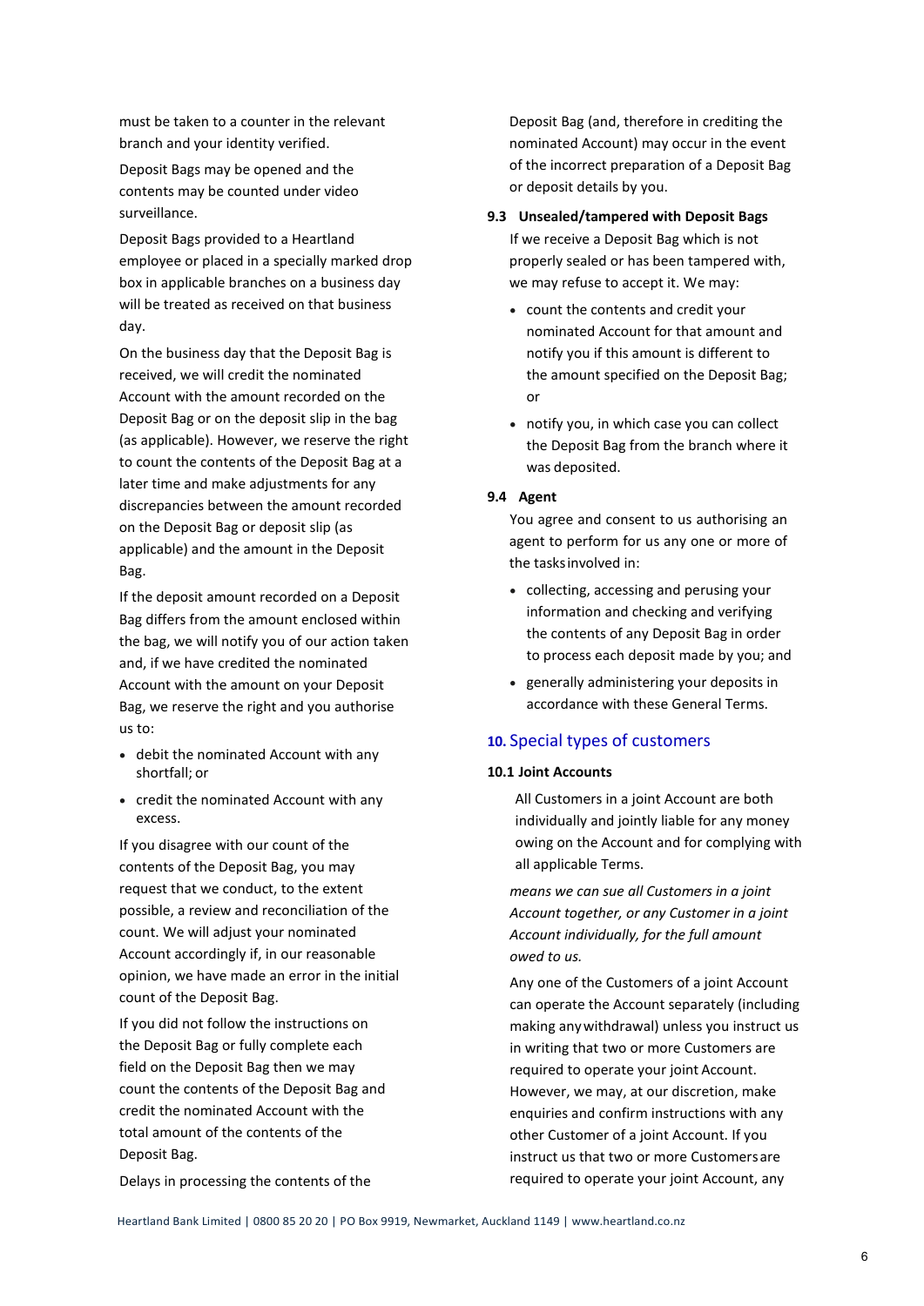must be taken to a counter in the relevant branch and your identity verified.

Deposit Bags may be opened and the contents may be counted under video surveillance.

Deposit Bags provided to a Heartland employee or placed in a specially marked drop box in applicable branches on a business day will be treated as received on that business day.

On the business day that the Deposit Bag is received, we will credit the nominated Account with the amount recorded on the Deposit Bag or on the deposit slip in the bag (as applicable). However, we reserve the right to count the contents of the Deposit Bag at a later time and make adjustments for any discrepancies between the amount recorded on the Deposit Bag or deposit slip (as applicable) and the amount in the Deposit Bag.

If the deposit amount recorded on a Deposit Bag differs from the amount enclosed within the bag, we will notify you of our action taken and, if we have credited the nominated Account with the amount on your Deposit Bag, we reserve the right and you authorise us to:

- debit the nominated Account with any shortfall; or
- credit the nominated Account with any excess.

If you disagree with our count of the contents of the Deposit Bag, you may request that we conduct, to the extent possible, a review and reconciliation of the count. We will adjust your nominated Account accordingly if, in our reasonable opinion, we have made an error in the initial count of the Deposit Bag.

If you did not follow the instructions on the Deposit Bag or fully complete each field on the Deposit Bag then we may count the contents of the Deposit Bag and credit the nominated Account with the total amount of the contents of the Deposit Bag.

Delays in processing the contents of the Deposit Bag (and, therefore in crediting the nominated Account) may occur in the event of the incorrect preparation of a Deposit Bag or deposit details by you.

### 9.3 Unsealed/tampered with Deposit Bags

If we receive a Deposit Bag which is not properly sealed or has been tampered with, we may refuse to accept it. We may:

- count the contents and credit your nominated Account for that amount and notify you if this amount is different to the amount specified on the Deposit Bag; or
- notify you, in which case you can collect the Deposit Bag from the branch where it was deposited.

### 9.4 Agent

You agree and consent to us authorising an agent to perform for us any one or more of the tasks involved in:

- collecting, accessing and perusing your information and checking and verifying the contents of any Deposit Bag in order to process each deposit made by you; and
- generally administering your deposits in accordance with these General Terms.

## 10. Special types of customers

### 10.1 Joint Accounts

All Customers in a joint Account are both individually and jointly liable for any money owing on the Account and for complying with all applicable Terms.

*means we can sue all Customers in a joint Account together, or any Customer in a joint Account individually, for the full amount owed to us.*

Any one of the Customers of a joint Account can operate the Account separately (including making any withdrawal) unless you instruct us in writing that two or more Customers are required to operate your joint Account. However, we may, at our discretion, make enquiries and confirm instructions with any other Customer of a joint Account. If you instruct us that two or more Customers are required to operate your joint Account, any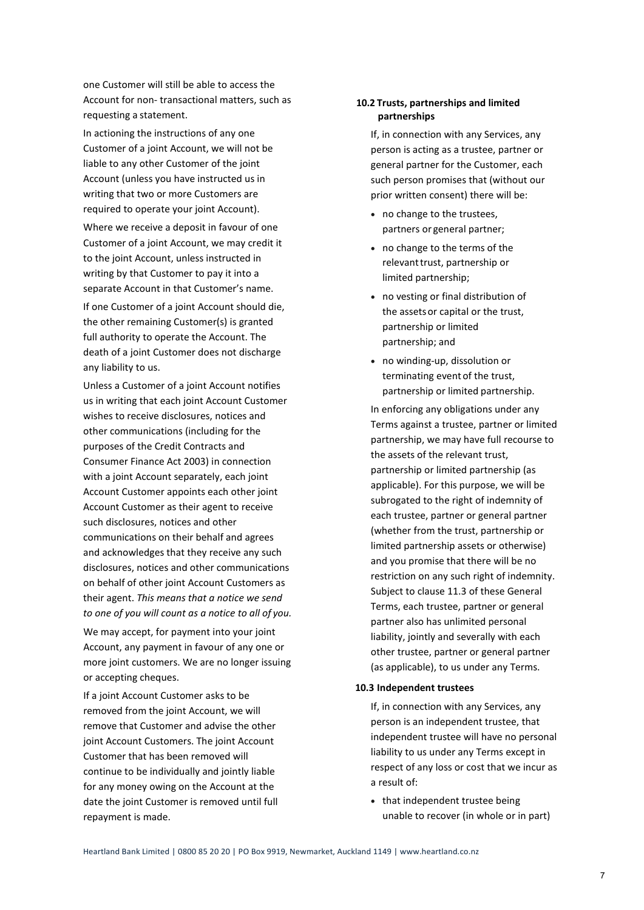one Customer will still be able to access the Account for non- transactional matters, such as requesting a statement.

In actioning the instructions of any one Customer of a joint Account, we will not be liable to any other Customer of the joint Account (unless you have instructed us in writing that two or more Customers are required to operate your joint Account).

Where we receive a deposit in favour of one Customer of a joint Account, we may credit it to the joint Account, unless instructed in writing by that Customer to pay it into a separate Account in that Customer's name.

If one Customer of a joint Account should die, the other remaining Customer(s) is granted full authority to operate the Account. The death of a joint Customer does not discharge any liability to us.

Unless a Customer of a joint Account notifies us in writing that each joint Account Customer wishes to receive disclosures, notices and other communications (including for the purposes of the Credit Contracts and Consumer Finance Act 2003) in connection with a joint Account separately, each joint Account Customer appoints each other joint Account Customer as their agent to receive such disclosures, notices and other communications on their behalf and agrees and acknowledges that they receive any such disclosures, notices and other communications on behalf of other joint Account Customers as their agent. *This means that a notice we send to one of you will count as a notice to all of you.*

We may accept, for payment into your joint Account, any payment in favour of any one or more joint customers. We are no longer issuing or accepting cheques.

If a joint Account Customer asks to be removed from the joint Account, we will remove that Customer and advise the other joint Account Customers. The joint Account Customer that has been removed will continue to be individually and jointly liable for any money owing on the Account at the date the joint Customer is removed until full repayment is made.

**10.2 Trusts, partnerships and limited partnerships**

If, in connection with any Services, any person is acting as a trustee, partner or general partner for the Customer, each such person promises that (without our prior written consent) there will be:

- no change to the trustees, partners or general partner;
- no change to the terms of the relevant trust, partnership or limited partnership;
- no vesting or final distribution of the assets or capital or the trust, partnership or limited partnership; and
- no winding-up, dissolution or terminating event of the trust, partnership or limited partnership.

In enforcing any obligations under any Terms against a trustee, partner or limited partnership, we may have full recourse to the assets of the relevant trust, partnership or limited partnership (as applicable). For this purpose, we will be subrogated to the right of indemnity of each trustee, partner or general partner (whether from the trust, partnership or limited partnership assets or otherwise) and you promise that there will be no restriction on any such right of indemnity. Subject to clause 11.3 of these General Terms, each trustee, partner or general partner also has unlimited personal liability, jointly and severally with each other trustee, partner or general partner (as applicable), to us under any Terms.

**10.3 Independent trustees**

If, in connection with any Services, any person is an independent trustee, that independent trustee will have no personal liability to us under any Terms except in respect of any loss or cost that we incur as a result of:

- that independent trustee being unable to recover (in whole or in part)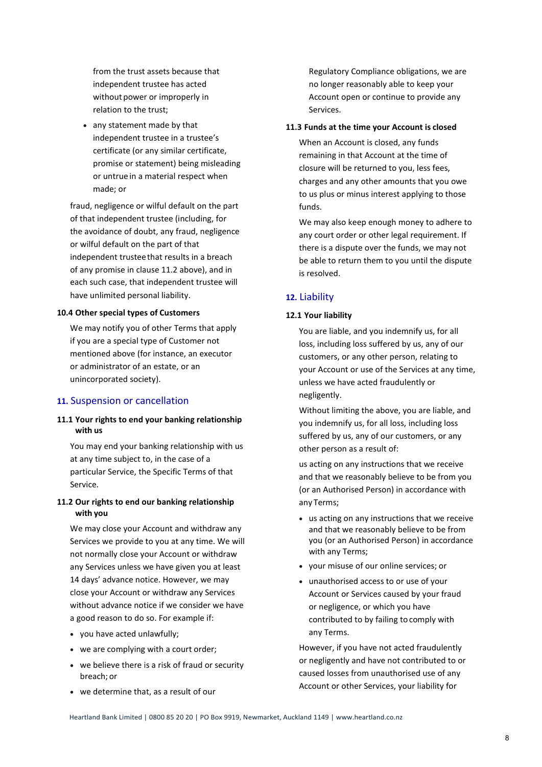from the trust assets because that independent trustee has acted without power or improperly in relation to the trust;

- any statement made by that independent trustee in a trustee's certificate (or any similar certificate, promise or statement) being misleading or untrue in a material respect when made; or

fraud, negligence or wilful default on the part of that independent trustee (including, for the avoidance of doubt, any fraud, negligence or wilful default on the part of that independent trustee that results in a breach of any promise in clause 11.2 above), and in each such case, that independent trustee will have unlimited personal liability.

### 10.4 Other special types of Customers

We may notify you of other Terms that apply if you are a special type of Customer not mentioned above (for instance, an executor or administrator of an estate, or an unincorporated society).

## 11. Suspension or cancellation

### 11.1 Your rights to end your banking relationship with us

You may end your banking relationship with us at any time subject to, in the case of a particular Service, the Specific Terms of that Service.

### 11.2 Our rights to end our banking relationship with you

We may close your Account and withdraw any Services we provide to you at any time. We will not normally close your Account or withdraw any Services unless we have given you at least 14 days' advance notice. However, we may close your Account or withdraw any Services without advance notice if we consider we have a good reason to do so. For example if:

- you have acted unlawfully;
- we are complying with a court order;
- we believe there is a risk of fraud or security breach; or
- we determine that, as a result of our Regulatory Compliance obligations, we are no longer reasonably able to keep your Account open or continue to provide any Services.

### 11.3 Funds at the time your Account is closed

When an Account is closed, any funds remaining in that Account at the time of closure will be returned to you, less fees, charges and any other amounts that you owe to us plus or minus interest applying to those funds.

We may also keep enough money to adhere to any court order or other legal requirement. If there is a dispute over the funds, we may not be able to return them to you until the dispute is resolved.

## 12. Liability

### 12.1 Your liability

You are liable, and you indemnify us, for all loss, including loss suffered by us, any of our customers, or any other person, relating to your Account or use of the Services at any time, unless we have acted fraudulently or negligently.

Without limiting the above, you are liable, and you indemnify us, for all loss, including loss suffered by us, any of our customers, or any other person as a result of:

us acting on any instructions that we receive and that we reasonably believe to be from you (or an Authorised Person) in accordance with any Terms;

- us acting on any instructions that we receive and that we reasonably believe to be from you (or an Authorised Person) in accordance with any Terms;
- your misuse of our online services; or
- unauthorised access to or use of your Account or Services caused by your fraud or negligence, or which you have contributed to by failing to comply with any Terms.

However, if you have not acted fraudulently or negligently and have not contributed to or caused losses from unauthorised use of any Account or other Services, your liability for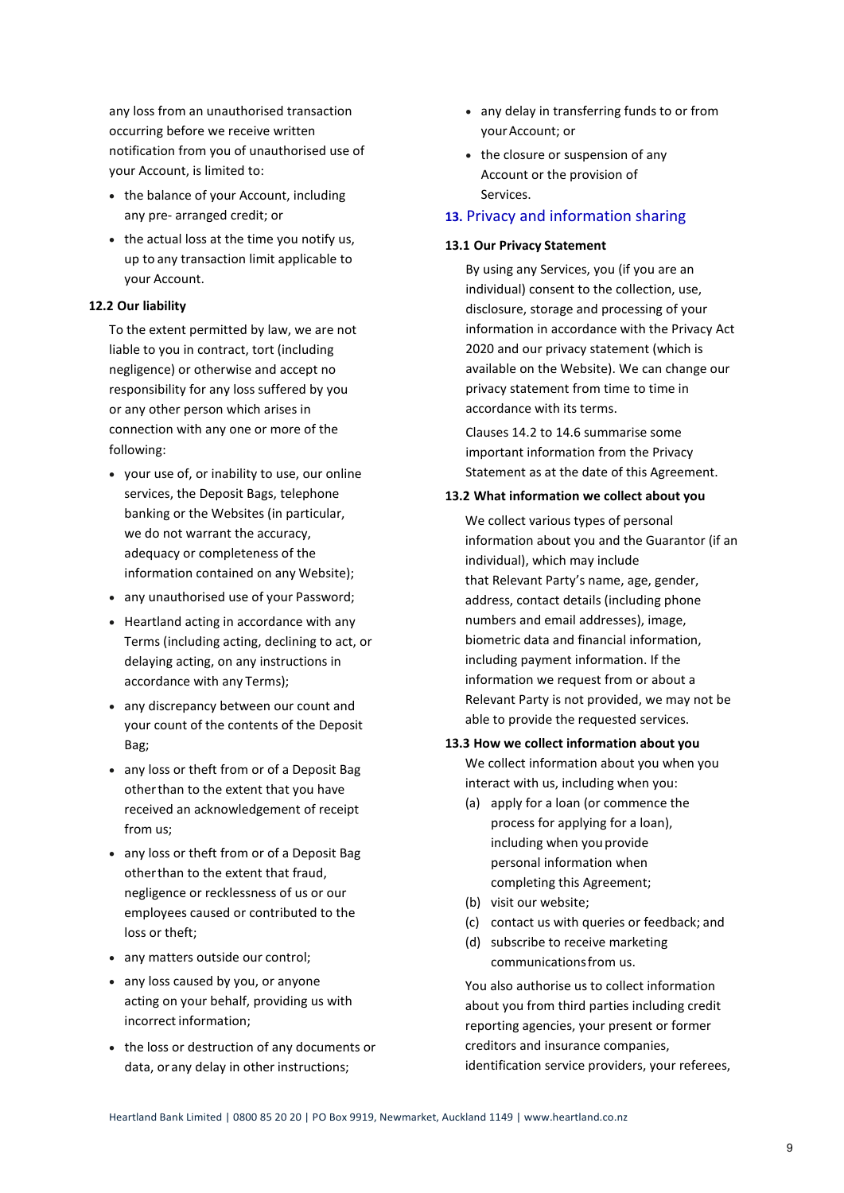any loss from an unauthorised transaction occurring before we receive written notification from you of unauthorised use of your Account, is limited to:

- the balance of your Account, including any pre- arranged credit; or
- the actual loss at the time you notify us, up to any transaction limit applicable to your Account.

**12.2 Our liability**

To the extent permitted by law, we are not liable to you in contract, tort (including negligence) or otherwise and accept no responsibility for any loss suffered by you or any other person which arises in connection with any one or more of the following:

- your use of, or inability to use, our online services, the Deposit Bags, telephone banking or the Websites (in particular, we do not warrant the accuracy, adequacy or completeness of the information contained on any Website);
- any unauthorised use of your Password;
- Heartland acting in accordance with any Terms (including acting, declining to act, or delaying acting, on any instructions in accordance with any Terms);
- any discrepancy between our count and your count of the contents of the Deposit Bag;
- any loss or theft from or of a Deposit Bag other than to the extent that you have received an acknowledgement of receipt from us;
- any loss or theft from or of a Deposit Bag other than to the extent that fraud, negligence or recklessness of us or our employees caused or contributed to the loss or theft;
- any matters outside our control;
- any loss caused by you, or anyone acting on your behalf, providing us with incorrect information;
- the loss or destruction of any documents or data, or any delay in other instructions;
- any delay in transferring funds to or from your Account; or
- the closure or suspension of any Account or the provision of Services.

## 13. Privacy and information sharing

**13.1 Our Privacy Statement**

By using any Services, you (if you are an individual) consent to the collection, use, disclosure, storage and processing of your information in accordance with the Privacy Act 2020 and our privacy statement (which is available on the Website). We can change our privacy statement from time to time in accordance with its terms.

Clauses 14.2 to 14.6 summarise some important information from the Privacy Statement as at the date of this Agreement.

**13.2 What information we collect about you**

We collect various types of personal information about you and the Guarantor (if an individual), which may include that Relevant Party's name, age, gender, address, contact details (including phone numbers and email addresses), image, biometric data and financial information, including payment information. If the information we request from or about a Relevant Party is not provided, we may not be able to provide the requested services.

**13.3 How we collect information about you**

We collect information about you when you interact with us, including when you:

(a) apply for a loan (or commence the process for applying for a loan), including when you provide personal information when completing this Agreement;
(b) visit our website;
(c) contact us with queries or feedback; and
(d) subscribe to receive marketing communications from us.

You also authorise us to collect information about you from third parties including credit reporting agencies, your present or former creditors and insurance companies, identification service providers, your referees,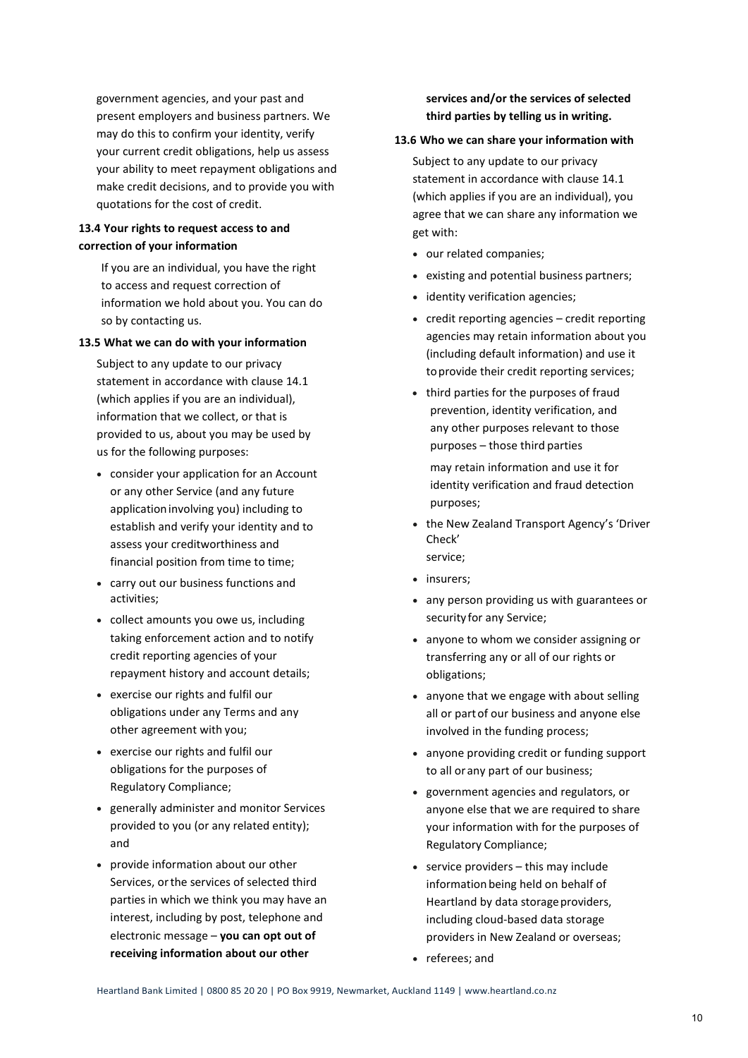government agencies, and your past and present employers and business partners. We may do this to confirm your identity, verify your current credit obligations, help us assess your ability to meet repayment obligations and make credit decisions, and to provide you with quotations for the cost of credit.

**13.4 Your rights to request access to and correction of your information**

If you are an individual, you have the right to access and request correction of information we hold about you. You can do so by contacting us.

**13.5 What we can do with your information**

Subject to any update to our privacy statement in accordance with clause 14.1 (which applies if you are an individual), information that we collect, or that is provided to us, about you may be used by us for the following purposes:

- consider your application for an Account or any other Service (and any future application involving you) including to establish and verify your identity and to assess your creditworthiness and financial position from time to time;
- carry out our business functions and activities;
- collect amounts you owe us, including taking enforcement action and to notify credit reporting agencies of your repayment history and account details;
- exercise our rights and fulfil our obligations under any Terms and any other agreement with you;
- exercise our rights and fulfil our obligations for the purposes of Regulatory Compliance;
- generally administer and monitor Services provided to you (or any related entity); and
- provide information about our other Services, or the services of selected third parties in which we think you may have an interest, including by post, telephone and electronic message – **you can opt out of receiving information about our other services and/or the services of selected third parties by telling us in writing.**

**13.6 Who we can share your information with**

Subject to any update to our privacy statement in accordance with clause 14.1 (which applies if you are an individual), you agree that we can share any information we get with:

- our related companies;
- existing and potential business partners;
- identity verification agencies;
- credit reporting agencies – credit reporting agencies may retain information about you (including default information) and use it to provide their credit reporting services;
- third parties for the purposes of fraud prevention, identity verification, and any other purposes relevant to those purposes – those third parties may retain information and use it for identity verification and fraud detection purposes;
- the New Zealand Transport Agency's 'Driver Check' service;
- insurers;
- any person providing us with guarantees or security for any Service;
- anyone to whom we consider assigning or transferring any or all of our rights or obligations;
- anyone that we engage with about selling all or part of our business and anyone else involved in the funding process;
- anyone providing credit or funding support to all or any part of our business;
- government agencies and regulators, or anyone else that we are required to share your information with for the purposes of Regulatory Compliance;
- service providers – this may include information being held on behalf of Heartland by data storage providers, including cloud-based data storage providers in New Zealand or overseas;
- referees; and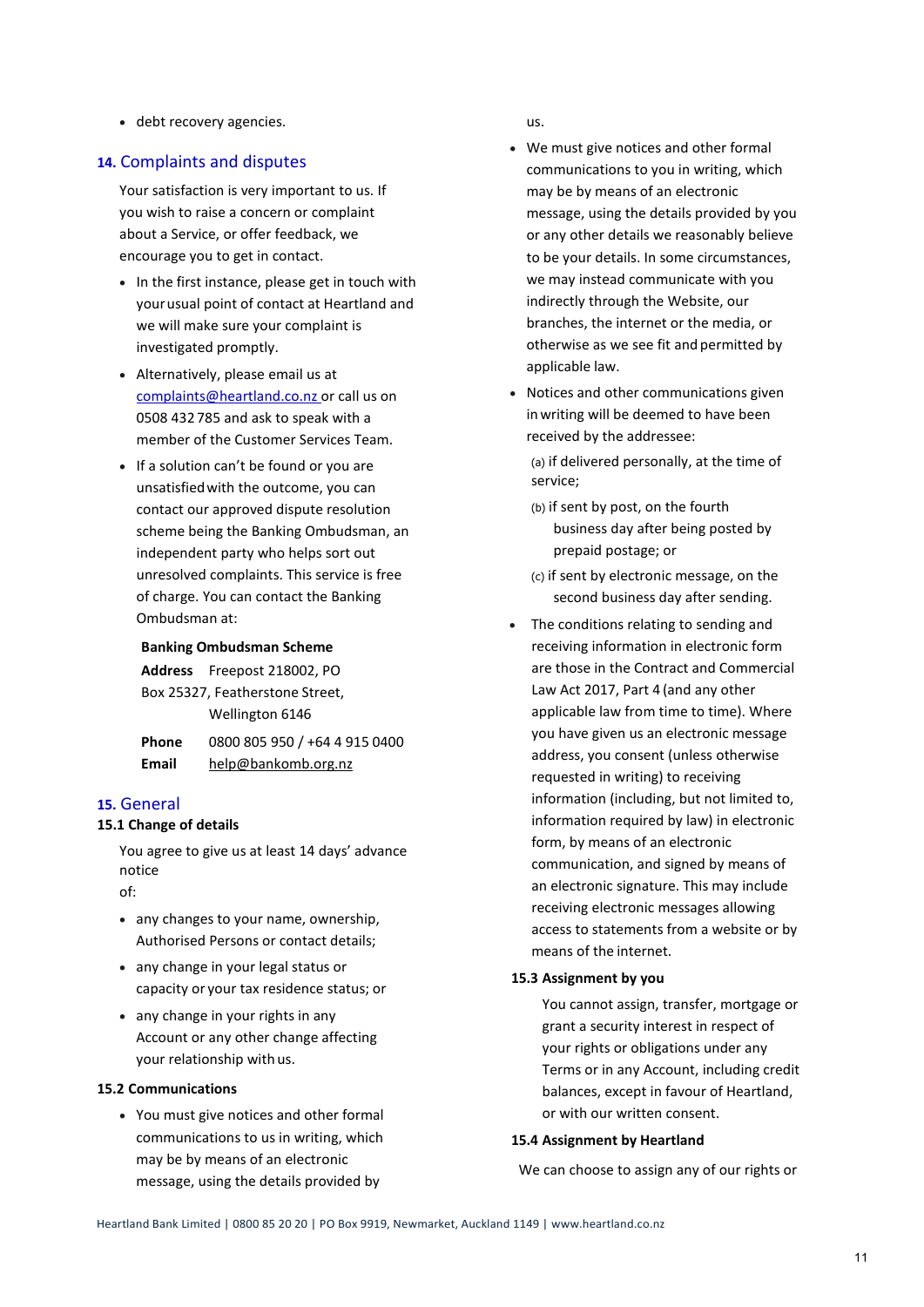- debt recovery agencies.

## 14. Complaints and disputes

Your satisfaction is very important to us. If you wish to raise a concern or complaint about a Service, or offer feedback, we encourage you to get in contact.

- In the first instance, please get in touch with your usual point of contact at Heartland and we will make sure your complaint is investigated promptly.
- Alternatively, please email us at complaints@heartland.co.nz or call us on 0508 432 785 and ask to speak with a member of the Customer Services Team.
- If a solution can't be found or you are unsatisfied with the outcome, you can contact our approved dispute resolution scheme being the Banking Ombudsman, an independent party who helps sort out unresolved complaints. This service is free of charge. You can contact the Banking Ombudsman at:

**Banking Ombudsman Scheme**

**Address** Freepost 218002, PO Box 25327, Featherstone Street, Wellington 6146

**Phone** 0800 805 950 / +64 4 915 0400

**Email** help@bankomb.org.nz

## 15. General

### 15.1 Change of details

You agree to give us at least 14 days' advance notice of:

- any changes to your name, ownership, Authorised Persons or contact details;
- any change in your legal status or capacity or your tax residence status; or
- any change in your rights in any Account or any other change affecting your relationship with us.

### 15.2 Communications

- You must give notices and other formal communications to us in writing, which may be by means of an electronic message, using the details provided by us.
- We must give notices and other formal communications to you in writing, which may be by means of an electronic message, using the details provided by you or any other details we reasonably believe to be your details. In some circumstances, we may instead communicate with you indirectly through the Website, our branches, the internet or the media, or otherwise as we see fit and permitted by applicable law.
- Notices and other communications given in writing will be deemed to have been received by the addressee:

  (a) if delivered personally, at the time of service;

  (b) if sent by post, on the fourth business day after being posted by prepaid postage; or

  (c) if sent by electronic message, on the second business day after sending.

- The conditions relating to sending and receiving information in electronic form are those in the Contract and Commercial Law Act 2017, Part 4 (and any other applicable law from time to time). Where you have given us an electronic message address, you consent (unless otherwise requested in writing) to receiving information (including, but not limited to, information required by law) in electronic form, by means of an electronic communication, and signed by means of an electronic signature. This may include receiving electronic messages allowing access to statements from a website or by means of the internet.

### 15.3 Assignment by you

You cannot assign, transfer, mortgage or grant a security interest in respect of your rights or obligations under any Terms or in any Account, including credit balances, except in favour of Heartland, or with our written consent.

### 15.4 Assignment by Heartland

We can choose to assign any of our rights or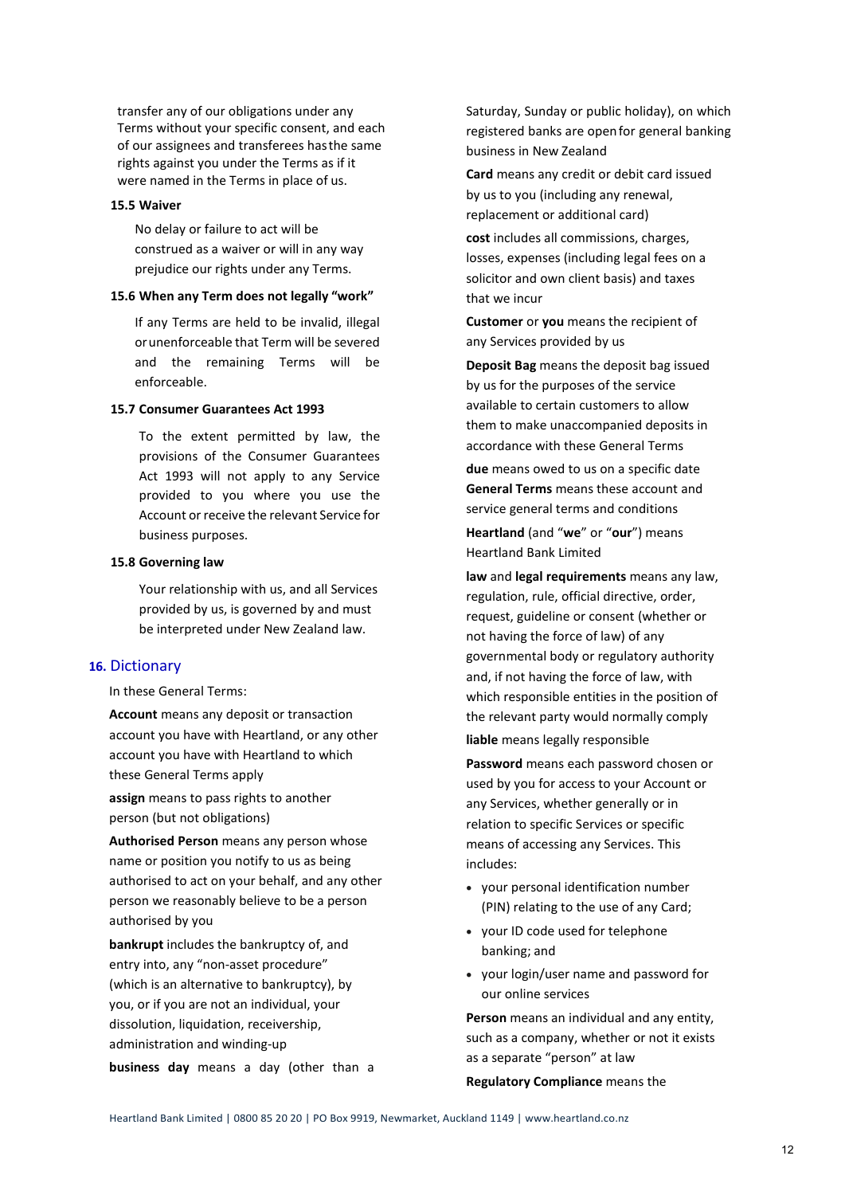transfer any of our obligations under any Terms without your specific consent, and each of our assignees and transferees has the same rights against you under the Terms as if it were named in the Terms in place of us.

### 15.5 Waiver

No delay or failure to act will be construed as a waiver or will in any way prejudice our rights under any Terms.

### 15.6 When any Term does not legally "work"

If any Terms are held to be invalid, illegal or unenforceable that Term will be severed and the remaining Terms will be enforceable.

### 15.7 Consumer Guarantees Act 1993

To the extent permitted by law, the provisions of the Consumer Guarantees Act 1993 will not apply to any Service provided to you where you use the Account or receive the relevant Service for business purposes.

### 15.8 Governing law

Your relationship with us, and all Services provided by us, is governed by and must be interpreted under New Zealand law.

## 16. Dictionary

In these General Terms:

**Account** means any deposit or transaction account you have with Heartland, or any other account you have with Heartland to which these General Terms apply

**assign** means to pass rights to another person (but not obligations)

**Authorised Person** means any person whose name or position you notify to us as being authorised to act on your behalf, and any other person we reasonably believe to be a person authorised by you

**bankrupt** includes the bankruptcy of, and entry into, any "non-asset procedure" (which is an alternative to bankruptcy), by you, or if you are not an individual, your dissolution, liquidation, receivership, administration and winding-up

**business day** means a day (other than a Saturday, Sunday or public holiday), on which registered banks are open for general banking business in New Zealand

**Card** means any credit or debit card issued by us to you (including any renewal, replacement or additional card)

**cost** includes all commissions, charges, losses, expenses (including legal fees on a solicitor and own client basis) and taxes that we incur

**Customer** or **you** means the recipient of any Services provided by us

**Deposit Bag** means the deposit bag issued by us for the purposes of the service available to certain customers to allow them to make unaccompanied deposits in accordance with these General Terms

**due** means owed to us on a specific date

**General Terms** means these account and service general terms and conditions

**Heartland** (and "**we**" or "**our**") means Heartland Bank Limited

**law** and **legal requirements** means any law, regulation, rule, official directive, order, request, guideline or consent (whether or not having the force of law) of any governmental body or regulatory authority and, if not having the force of law, with which responsible entities in the position of the relevant party would normally comply

**liable** means legally responsible

**Password** means each password chosen or used by you for access to your Account or any Services, whether generally or in relation to specific Services or specific means of accessing any Services. This includes:

- your personal identification number (PIN) relating to the use of any Card;
- your ID code used for telephone banking; and
- your login/user name and password for our online services

**Person** means an individual and any entity, such as a company, whether or not it exists as a separate "person" at law

**Regulatory Compliance** means the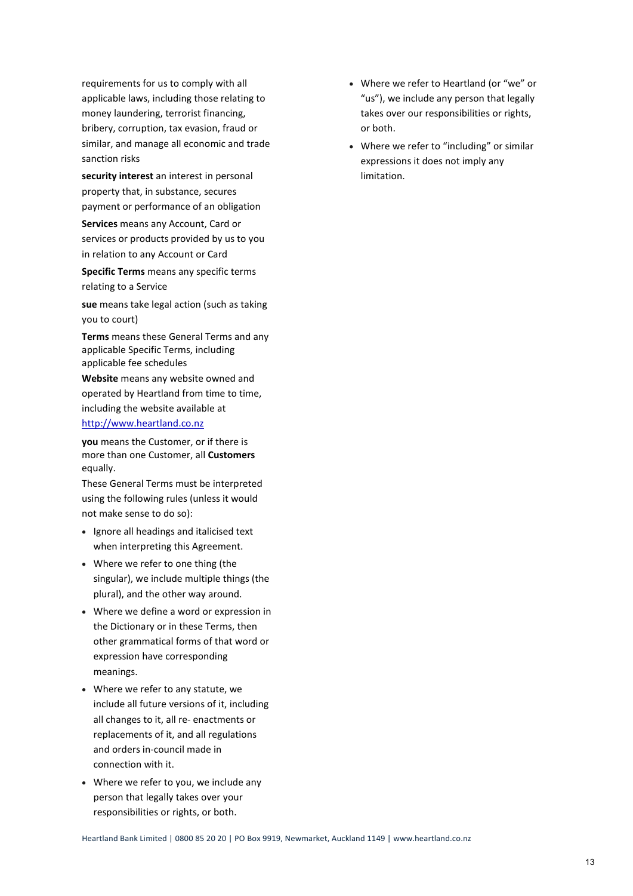requirements for us to comply with all applicable laws, including those relating to money laundering, terrorist financing, bribery, corruption, tax evasion, fraud or similar, and manage all economic and trade sanction risks

**security interest** an interest in personal property that, in substance, secures payment or performance of an obligation

**Services** means any Account, Card or services or products provided by us to you in relation to any Account or Card

**Specific Terms** means any specific terms relating to a Service

**sue** means take legal action (such as taking you to court)

**Terms** means these General Terms and any applicable Specific Terms, including applicable fee schedules

**Website** means any website owned and operated by Heartland from time to time, including the website available at [http://www.heartland.co.nz](http://www.heartland.co.nz)

**you** means the Customer, or if there is more than one Customer, all **Customers** equally.

These General Terms must be interpreted using the following rules (unless it would not make sense to do so):

- Ignore all headings and italicised text when interpreting this Agreement.
- Where we refer to one thing (the singular), we include multiple things (the plural), and the other way around.
- Where we define a word or expression in the Dictionary or in these Terms, then other grammatical forms of that word or expression have corresponding meanings.
- Where we refer to any statute, we include all future versions of it, including all changes to it, all re- enactments or replacements of it, and all regulations and orders in-council made in connection with it.
- Where we refer to you, we include any person that legally takes over your responsibilities or rights, or both.
- Where we refer to Heartland (or "we" or "us"), we include any person that legally takes over our responsibilities or rights, or both.
- Where we refer to "including" or similar expressions it does not imply any limitation.